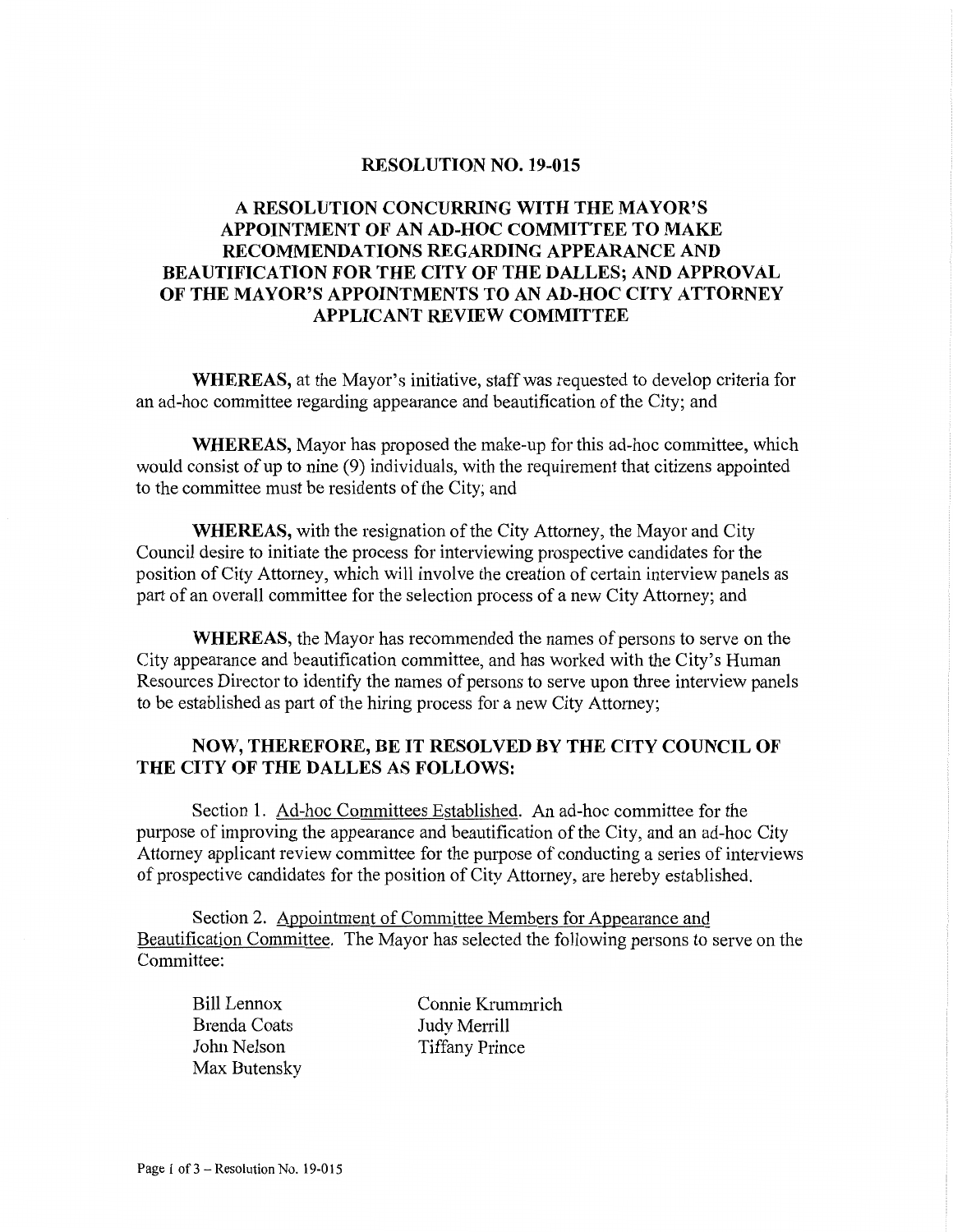# RESOLUTION NO. 19-015

## A RESOLUTION CONCURRING WITH THE MAYOR'S APPOINTMENT OF AN AD-HOC COMMITTEE TO MAKE RECOMMENDATIONS REGARDING APPEARANCE AND BEAUTIFICATION FOR THE CITY OF THE DALLES; AND APPROVAL OF THE MAYOR'S APPOINTMENTS TO AN AD-HOC CITY ATTORNEY APPLICANT REVIEW COMMITTEE

**WHEREAS,** at the Mayor's initiative, staff was requested to develop criteria for an ad-hoc committee regarding appearance and beautification of the City; and

**WHEREAS,** Mayor has proposed the make-up for this ad-hoc committee, which would consist of up to nine (9) individuals, with the requirement that citizens appointed to the committee must be residents of the City; and

**WHEREAS,** with the resignation of the City Attorney, the Mayor and City Council desire to initiate the process for interviewing prospective candidates for the position of City Attorney, which will involve the creation of certain interview panels as part of an overall committee for the selection process of a new City Attorney; and

**WHEREAS,** the Mayor has recommended the names of persons to serve on the City appearance and beautification committee, and has worked with the City's Human Resources Director to identify the names of persons to serve upon three interview panels to be established as part of the hiring process for a new City Attorney;

**NOW, THEREFORE, BE IT RESOLVED BY THE CITY COUNCIL OF THE CITY OF THE DALLES AS FOLLOWS:**

Section 1. Ad-hoc Committees Established. An ad-hoc committee for the purpose of improving the appearance and beautification of the City, and an ad-hoc City Attorney applicant review committee for the purpose of conducting a series of interviews of prospective candidates for the position of City Attorney, are hereby established.

Section 2. Appointment of Committee Members for Appearance and Beautification Committee. The Mayor has selected the following persons to serve on the Committee:

- Bill Lennox
- Brenda Coats
- John Nelson
- Max Butensky
- Connie Krummrich
- Judy Merrill
- Tiffany Prince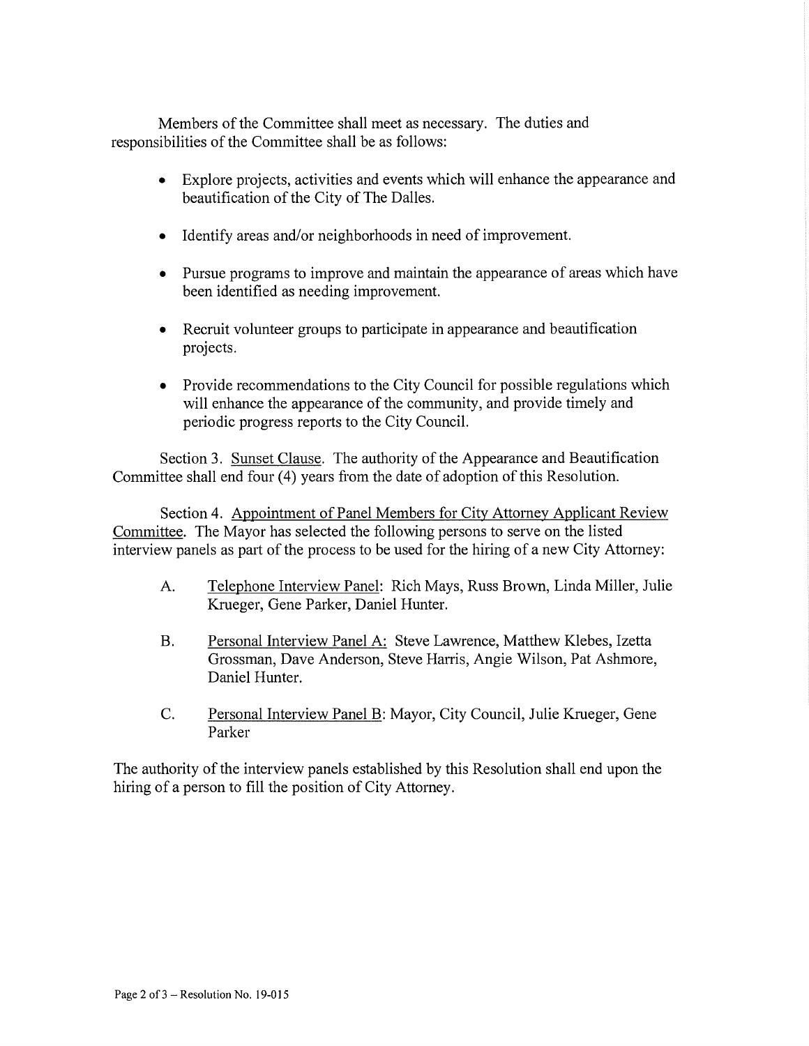Members of the Committee shall meet as necessary. The duties and responsibilities of the Committee shall be as follows:

- Explore projects, activities and events which will enhance the appearance and beautification of the City of The Dalles.
- Identify areas and/or neighborhoods in need of improvement.
- Pursue programs to improve and maintain the appearance of areas which have been identified as needing improvement.
- Recruit volunteer groups to participate in appearance and beautification projects.
- Provide recommendations to the City Council for possible regulations which will enhance the appearance of the community, and provide timely and periodic progress reports to the City Council.

Section 3. <u>Sunset Clause</u>. The authority of the Appearance and Beautification Committee shall end four (4) years from the date of adoption of this Resolution.

Section 4. <u>Appointment of Panel Members for City Attorney Applicant Review Committee</u>. The Mayor has selected the following persons to serve on the listed interview panels as part of the process to be used for the hiring of a new City Attorney:

A. <u>Telephone Interview Panel</u>: Rich Mays, Russ Brown, Linda Miller, Julie Krueger, Gene Parker, Daniel Hunter.

B. <u>Personal Interview Panel A:</u> Steve Lawrence, Matthew Klebes, Izetta Grossman, Dave Anderson, Steve Harris, Angie Wilson, Pat Ashmore, Daniel Hunter.

C. <u>Personal Interview Panel B</u>: Mayor, City Council, Julie Krueger, Gene Parker

The authority of the interview panels established by this Resolution shall end upon the hiring of a person to fill the position of City Attorney.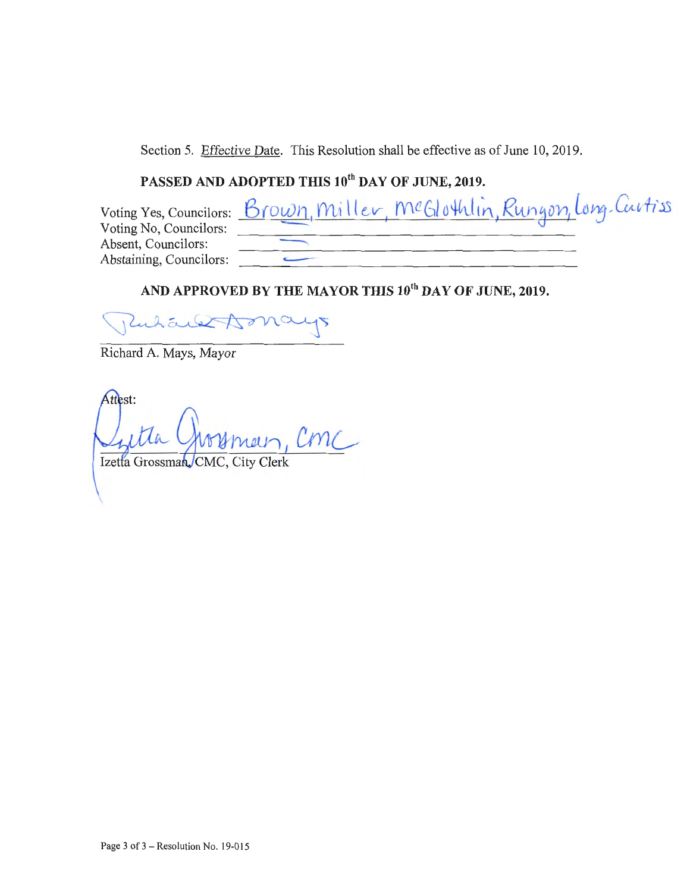Section 5. _Effective Date_. This Resolution shall be effective as of June 10, 2019.

**PASSED AND ADOPTED THIS 10th DAY OF JUNE, 2019.**

Voting Yes, Councilors: Brown, Miller, McGlothlin, Runyon, Long-Curtiss
Voting No, Councilors: —
Absent, Councilors: —
Abstaining, Councilors: —

**AND APPROVED BY THE MAYOR THIS 10th DAY OF JUNE, 2019.**

Richard A. Mays

Richard A. Mays, Mayor

Attest:

Izetta Grossman, CMC

Izetta Grossman, CMC, City Clerk